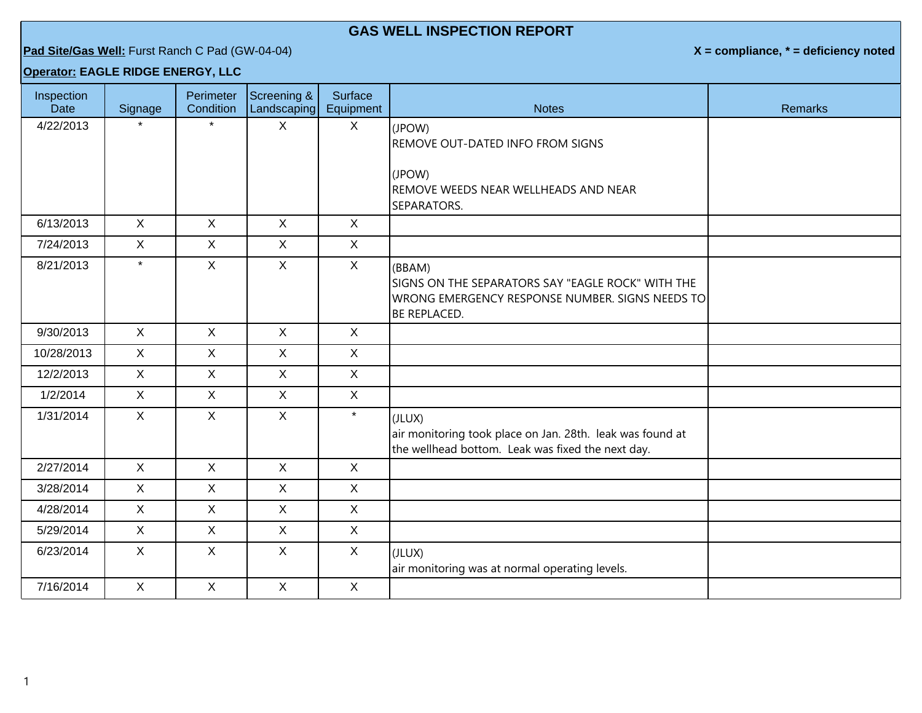# GAS WELL INSPECTION REPORT

**Pad Site/Gas Well:** Furst Ranch C Pad (GW-04-04)

**X = compliance, * = deficiency noted**

**Operator: EAGLE RIDGE ENERGY, LLC**

| Inspection Date | Signage | Perimeter Condition | Screening & Landscaping | Surface Equipment | Notes | Remarks |
|---|---|---|---|---|---|---|
| 4/22/2013 | * | * | X | X | (JPOW)<br>REMOVE OUT-DATED INFO FROM SIGNS<br><br>(JPOW)<br>REMOVE WEEDS NEAR WELLHEADS AND NEAR SEPARATORS. | |
| 6/13/2013 | X | X | X | X | | |
| 7/24/2013 | X | X | X | X | | |
| 8/21/2013 | * | X | X | X | (BBAM)<br>SIGNS ON THE SEPARATORS SAY "EAGLE ROCK" WITH THE WRONG EMERGENCY RESPONSE NUMBER. SIGNS NEEDS TO BE REPLACED. | |
| 9/30/2013 | X | X | X | X | | |
| 10/28/2013 | X | X | X | X | | |
| 12/2/2013 | X | X | X | X | | |
| 1/2/2014 | X | X | X | X | | |
| 1/31/2014 | X | X | X | * | (JLUX)<br>air monitoring took place on Jan. 28th. leak was found at the wellhead bottom. Leak was fixed the next day. | |
| 2/27/2014 | X | X | X | X | | |
| 3/28/2014 | X | X | X | X | | |
| 4/28/2014 | X | X | X | X | | |
| 5/29/2014 | X | X | X | X | | |
| 6/23/2014 | X | X | X | X | (JLUX)<br>air monitoring was at normal operating levels. | |
| 7/16/2014 | X | X | X | X | | |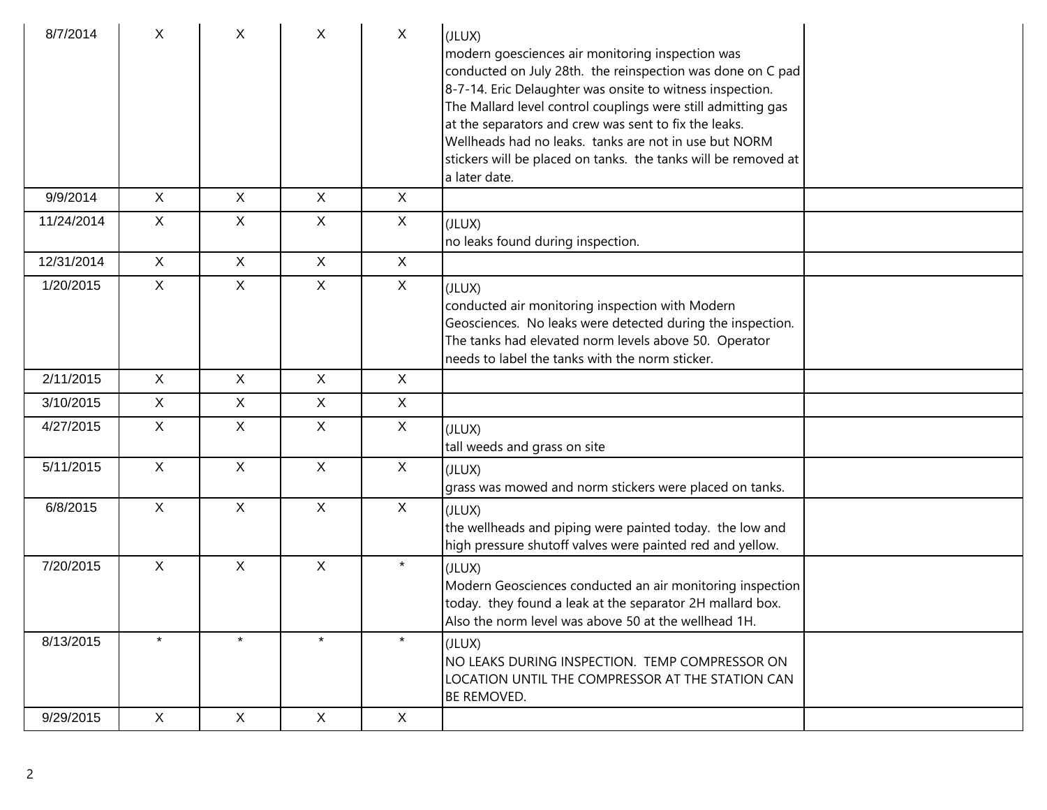| | | | | | | |
|---|---|---|---|---|---|---|
| 8/7/2014 | X | X | X | X | (JLUX)<br>modern goesciences air monitoring inspection was conducted on July 28th. the reinspection was done on C pad 8-7-14. Eric Delaughter was onsite to witness inspection. The Mallard level control couplings were still admitting gas at the separators and crew was sent to fix the leaks. Wellheads had no leaks. tanks are not in use but NORM stickers will be placed on tanks. the tanks will be removed at a later date. | |
| 9/9/2014 | X | X | X | X | | |
| 11/24/2014 | X | X | X | X | (JLUX)<br>no leaks found during inspection. | |
| 12/31/2014 | X | X | X | X | | |
| 1/20/2015 | X | X | X | X | (JLUX)<br>conducted air monitoring inspection with Modern Geosciences. No leaks were detected during the inspection. The tanks had elevated norm levels above 50. Operator needs to label the tanks with the norm sticker. | |
| 2/11/2015 | X | X | X | X | | |
| 3/10/2015 | X | X | X | X | | |
| 4/27/2015 | X | X | X | X | (JLUX)<br>tall weeds and grass on site | |
| 5/11/2015 | X | X | X | X | (JLUX)<br>grass was mowed and norm stickers were placed on tanks. | |
| 6/8/2015 | X | X | X | X | (JLUX)<br>the wellheads and piping were painted today. the low and high pressure shutoff valves were painted red and yellow. | |
| 7/20/2015 | X | X | X | * | (JLUX)<br>Modern Geosciences conducted an air monitoring inspection today. they found a leak at the separator 2H mallard box. Also the norm level was above 50 at the wellhead 1H. | |
| 8/13/2015 | * | * | * | * | (JLUX)<br>NO LEAKS DURING INSPECTION. TEMP COMPRESSOR ON LOCATION UNTIL THE COMPRESSOR AT THE STATION CAN BE REMOVED. | |
| 9/29/2015 | X | X | X | X | | |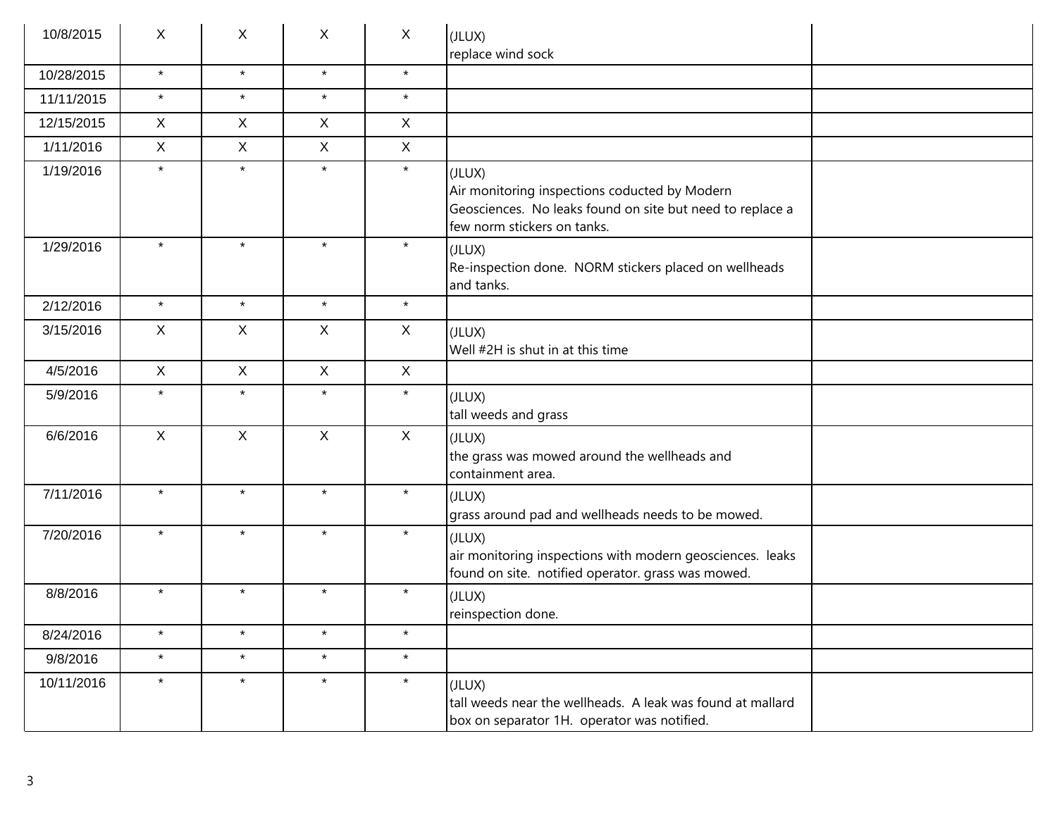| | | | | | | |
|---|---|---|---|---|---|---|
| 10/8/2015 | X | X | X | X | (JLUX)<br>replace wind sock | |
| 10/28/2015 | * | * | * | * | | |
| 11/11/2015 | * | * | * | * | | |
| 12/15/2015 | X | X | X | X | | |
| 1/11/2016 | X | X | X | X | | |
| 1/19/2016 | * | * | * | * | (JLUX)<br>Air monitoring inspections coducted by Modern Geosciences. No leaks found on site but need to replace a few norm stickers on tanks. | |
| 1/29/2016 | * | * | * | * | (JLUX)<br>Re-inspection done. NORM stickers placed on wellheads and tanks. | |
| 2/12/2016 | * | * | * | * | | |
| 3/15/2016 | X | X | X | X | (JLUX)<br>Well #2H is shut in at this time | |
| 4/5/2016 | X | X | X | X | | |
| 5/9/2016 | * | * | * | * | (JLUX)<br>tall weeds and grass | |
| 6/6/2016 | X | X | X | X | (JLUX)<br>the grass was mowed around the wellheads and containment area. | |
| 7/11/2016 | * | * | * | * | (JLUX)<br>grass around pad and wellheads needs to be mowed. | |
| 7/20/2016 | * | * | * | * | (JLUX)<br>air monitoring inspections with modern geosciences. leaks found on site. notified operator. grass was mowed. | |
| 8/8/2016 | * | * | * | * | (JLUX)<br>reinspection done. | |
| 8/24/2016 | * | * | * | * | | |
| 9/8/2016 | * | * | * | * | | |
| 10/11/2016 | * | * | * | * | (JLUX)<br>tall weeds near the wellheads. A leak was found at mallard box on separator 1H. operator was notified. | |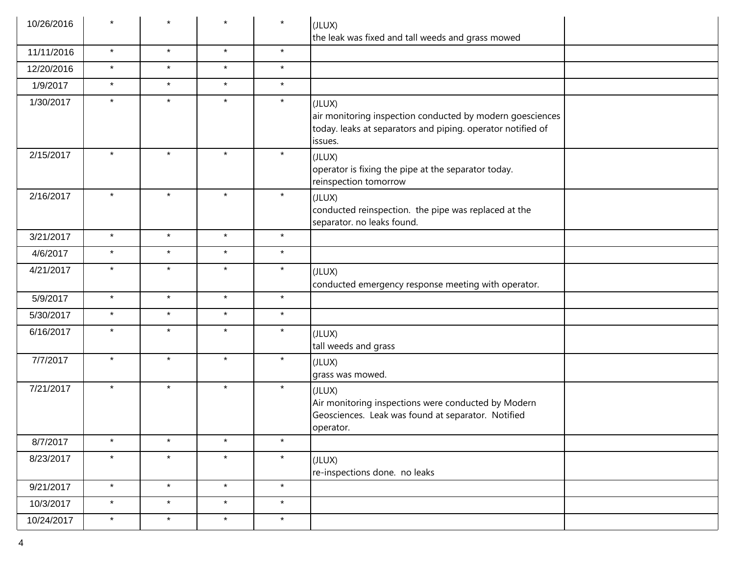| | | | | | | |
|---|---|---|---|---|---|---|
| 10/26/2016 | * | * | * | * | (JLUX)<br>the leak was fixed and tall weeds and grass mowed | |
| 11/11/2016 | * | * | * | * | | |
| 12/20/2016 | * | * | * | * | | |
| 1/9/2017 | * | * | * | * | | |
| 1/30/2017 | * | * | * | * | (JLUX)<br>air monitoring inspection conducted by modern goesciences today. leaks at separators and piping. operator notified of issues. | |
| 2/15/2017 | * | * | * | * | (JLUX)<br>operator is fixing the pipe at the separator today. reinspection tomorrow | |
| 2/16/2017 | * | * | * | * | (JLUX)<br>conducted reinspection. the pipe was replaced at the separator. no leaks found. | |
| 3/21/2017 | * | * | * | * | | |
| 4/6/2017 | * | * | * | * | | |
| 4/21/2017 | * | * | * | * | (JLUX)<br>conducted emergency response meeting with operator. | |
| 5/9/2017 | * | * | * | * | | |
| 5/30/2017 | * | * | * | * | | |
| 6/16/2017 | * | * | * | * | (JLUX)<br>tall weeds and grass | |
| 7/7/2017 | * | * | * | * | (JLUX)<br>grass was mowed. | |
| 7/21/2017 | * | * | * | * | (JLUX)<br>Air monitoring inspections were conducted by Modern Geosciences. Leak was found at separator. Notified operator. | |
| 8/7/2017 | * | * | * | * | | |
| 8/23/2017 | * | * | * | * | (JLUX)<br>re-inspections done. no leaks | |
| 9/21/2017 | * | * | * | * | | |
| 10/3/2017 | * | * | * | * | | |
| 10/24/2017 | * | * | * | * | | |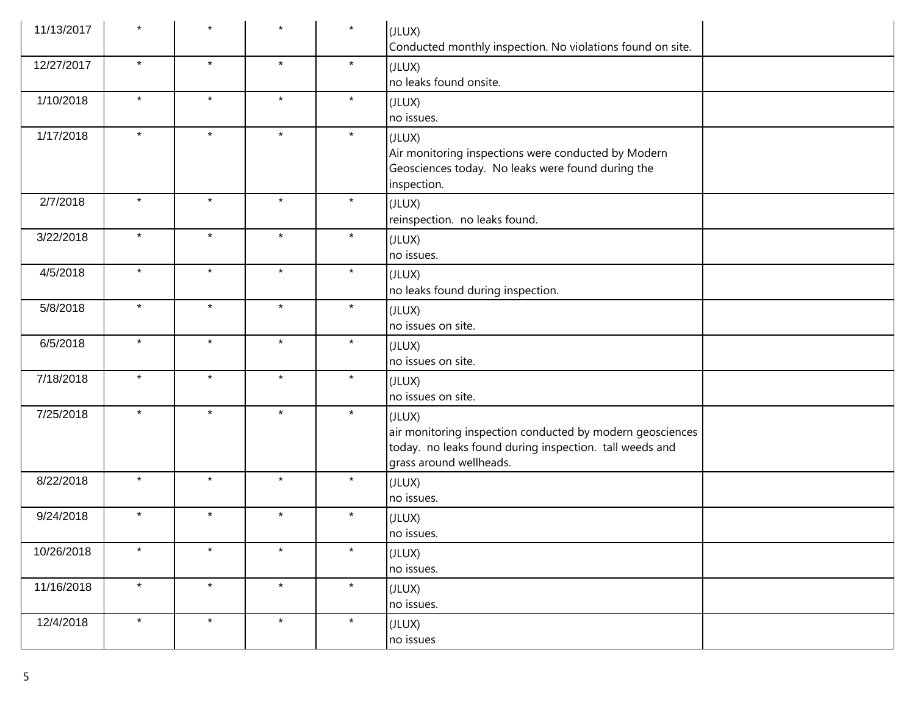| | | | | | | |
|---|---|---|---|---|---|---|
| 11/13/2017 | * | * | * | * | (JLUX)<br>Conducted monthly inspection. No violations found on site. | |
| 12/27/2017 | * | * | * | * | (JLUX)<br>no leaks found onsite. | |
| 1/10/2018 | * | * | * | * | (JLUX)<br>no issues. | |
| 1/17/2018 | * | * | * | * | (JLUX)<br>Air monitoring inspections were conducted by Modern Geosciences today. No leaks were found during the inspection. | |
| 2/7/2018 | * | * | * | * | (JLUX)<br>reinspection. no leaks found. | |
| 3/22/2018 | * | * | * | * | (JLUX)<br>no issues. | |
| 4/5/2018 | * | * | * | * | (JLUX)<br>no leaks found during inspection. | |
| 5/8/2018 | * | * | * | * | (JLUX)<br>no issues on site. | |
| 6/5/2018 | * | * | * | * | (JLUX)<br>no issues on site. | |
| 7/18/2018 | * | * | * | * | (JLUX)<br>no issues on site. | |
| 7/25/2018 | * | * | * | * | (JLUX)<br>air monitoring inspection conducted by modern geosciences today. no leaks found during inspection. tall weeds and grass around wellheads. | |
| 8/22/2018 | * | * | * | * | (JLUX)<br>no issues. | |
| 9/24/2018 | * | * | * | * | (JLUX)<br>no issues. | |
| 10/26/2018 | * | * | * | * | (JLUX)<br>no issues. | |
| 11/16/2018 | * | * | * | * | (JLUX)<br>no issues. | |
| 12/4/2018 | * | * | * | * | (JLUX)<br>no issues | |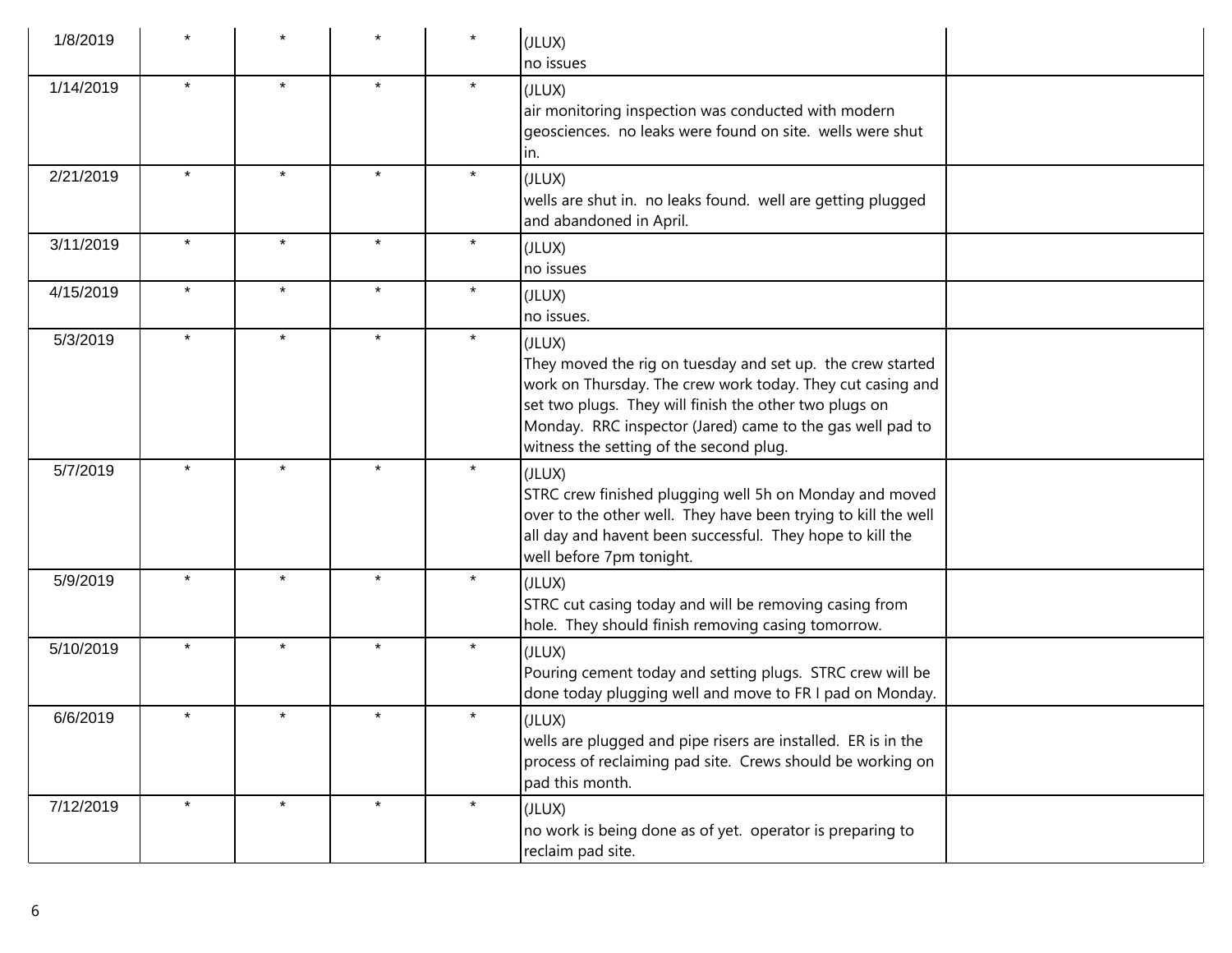| | | | | | | |
|---|---|---|---|---|---|---|
| 1/8/2019 | * | * | * | * | (JLUX)<br>no issues | |
| 1/14/2019 | * | * | * | * | (JLUX)<br>air monitoring inspection was conducted with modern geosciences. no leaks were found on site. wells were shut in. | |
| 2/21/2019 | * | * | * | * | (JLUX)<br>wells are shut in. no leaks found. well are getting plugged and abandoned in April. | |
| 3/11/2019 | * | * | * | * | (JLUX)<br>no issues | |
| 4/15/2019 | * | * | * | * | (JLUX)<br>no issues. | |
| 5/3/2019 | * | * | * | * | (JLUX)<br>They moved the rig on tuesday and set up. the crew started work on Thursday. The crew work today. They cut casing and set two plugs. They will finish the other two plugs on Monday. RRC inspector (Jared) came to the gas well pad to witness the setting of the second plug. | |
| 5/7/2019 | * | * | * | * | (JLUX)<br>STRC crew finished plugging well 5h on Monday and moved over to the other well. They have been trying to kill the well all day and havent been successful. They hope to kill the well before 7pm tonight. | |
| 5/9/2019 | * | * | * | * | (JLUX)<br>STRC cut casing today and will be removing casing from hole. They should finish removing casing tomorrow. | |
| 5/10/2019 | * | * | * | * | (JLUX)<br>Pouring cement today and setting plugs. STRC crew will be done today plugging well and move to FR I pad on Monday. | |
| 6/6/2019 | * | * | * | * | (JLUX)<br>wells are plugged and pipe risers are installed. ER is in the process of reclaiming pad site. Crews should be working on pad this month. | |
| 7/12/2019 | * | * | * | * | (JLUX)<br>no work is being done as of yet. operator is preparing to reclaim pad site. | |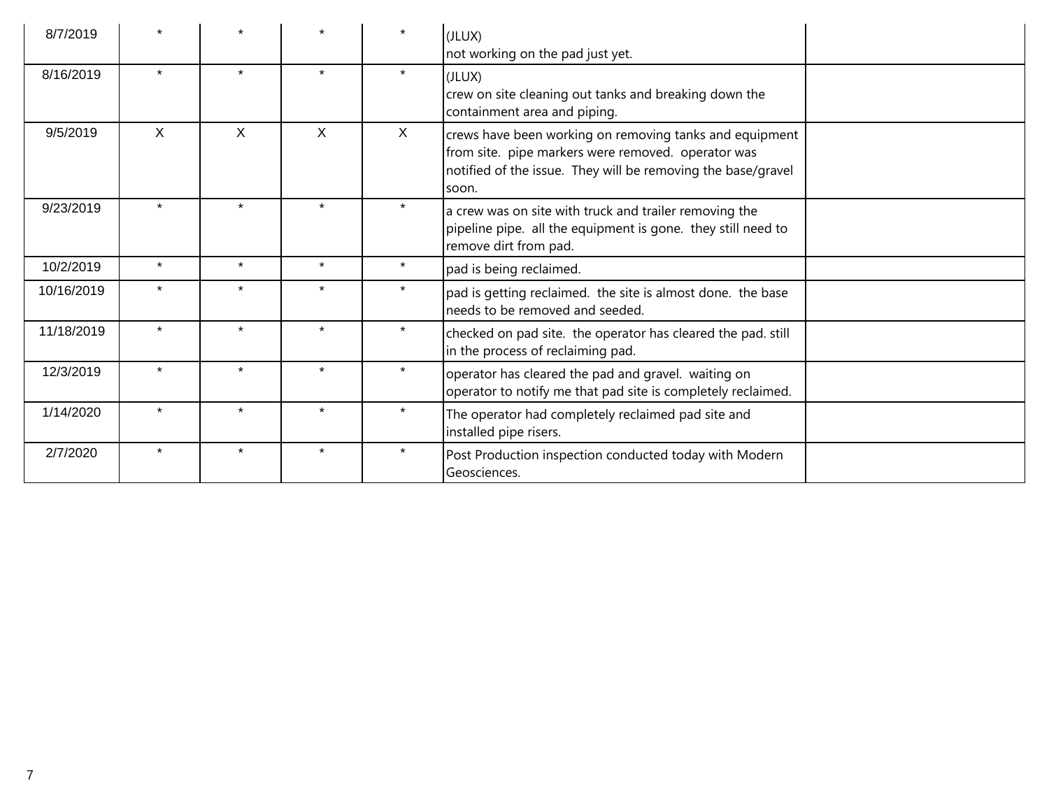| | | | | | | |
|---|---|---|---|---|---|---|
| 8/7/2019 | * | * | * | * | (JLUX)<br>not working on the pad just yet. | |
| 8/16/2019 | * | * | * | * | (JLUX)<br>crew on site cleaning out tanks and breaking down the containment area and piping. | |
| 9/5/2019 | X | X | X | X | crews have been working on removing tanks and equipment from site. pipe markers were removed. operator was notified of the issue. They will be removing the base/gravel soon. | |
| 9/23/2019 | * | * | * | * | a crew was on site with truck and trailer removing the pipeline pipe. all the equipment is gone. they still need to remove dirt from pad. | |
| 10/2/2019 | * | * | * | * | pad is being reclaimed. | |
| 10/16/2019 | * | * | * | * | pad is getting reclaimed. the site is almost done. the base needs to be removed and seeded. | |
| 11/18/2019 | * | * | * | * | checked on pad site. the operator has cleared the pad. still in the process of reclaiming pad. | |
| 12/3/2019 | * | * | * | * | operator has cleared the pad and gravel. waiting on operator to notify me that pad site is completely reclaimed. | |
| 1/14/2020 | * | * | * | * | The operator had completely reclaimed pad site and installed pipe risers. | |
| 2/7/2020 | * | * | * | * | Post Production inspection conducted today with Modern Geosciences. | |